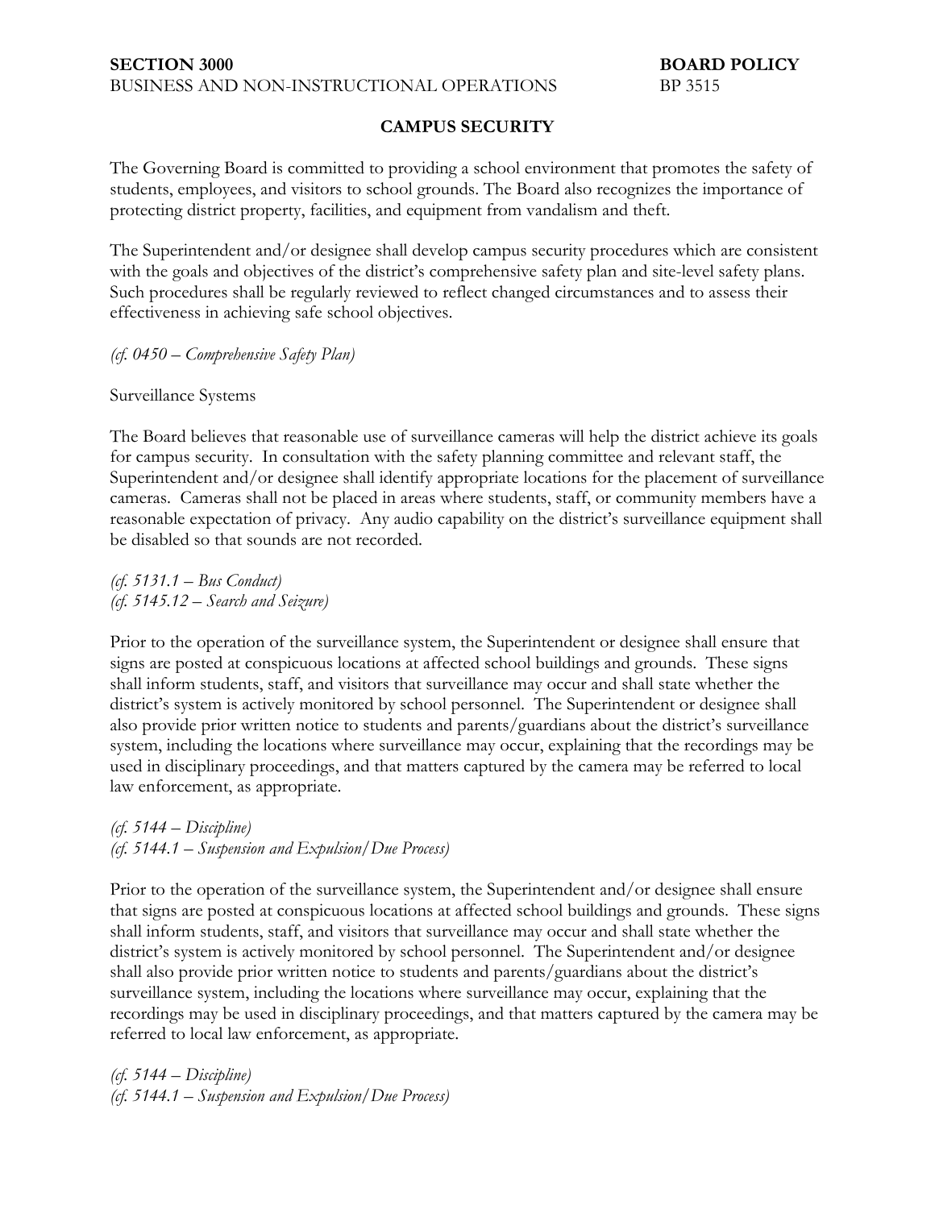**SECTION 3000** **BOARD POLICY**
BUSINESS AND NON-INSTRUCTIONAL OPERATIONS BP 3515

## CAMPUS SECURITY

The Governing Board is committed to providing a school environment that promotes the safety of students, employees, and visitors to school grounds. The Board also recognizes the importance of protecting district property, facilities, and equipment from vandalism and theft.

The Superintendent and/or designee shall develop campus security procedures which are consistent with the goals and objectives of the district's comprehensive safety plan and site-level safety plans. Such procedures shall be regularly reviewed to reflect changed circumstances and to assess their effectiveness in achieving safe school objectives.

*(cf. 0450 – Comprehensive Safety Plan)*

Surveillance Systems

The Board believes that reasonable use of surveillance cameras will help the district achieve its goals for campus security. In consultation with the safety planning committee and relevant staff, the Superintendent and/or designee shall identify appropriate locations for the placement of surveillance cameras. Cameras shall not be placed in areas where students, staff, or community members have a reasonable expectation of privacy. Any audio capability on the district's surveillance equipment shall be disabled so that sounds are not recorded.

*(cf. 5131.1 – Bus Conduct)*
*(cf. 5145.12 – Search and Seizure)*

Prior to the operation of the surveillance system, the Superintendent or designee shall ensure that signs are posted at conspicuous locations at affected school buildings and grounds. These signs shall inform students, staff, and visitors that surveillance may occur and shall state whether the district's system is actively monitored by school personnel. The Superintendent or designee shall also provide prior written notice to students and parents/guardians about the district's surveillance system, including the locations where surveillance may occur, explaining that the recordings may be used in disciplinary proceedings, and that matters captured by the camera may be referred to local law enforcement, as appropriate.

*(cf. 5144 – Discipline)*
*(cf. 5144.1 – Suspension and Expulsion/Due Process)*

Prior to the operation of the surveillance system, the Superintendent and/or designee shall ensure that signs are posted at conspicuous locations at affected school buildings and grounds. These signs shall inform students, staff, and visitors that surveillance may occur and shall state whether the district's system is actively monitored by school personnel. The Superintendent and/or designee shall also provide prior written notice to students and parents/guardians about the district's surveillance system, including the locations where surveillance may occur, explaining that the recordings may be used in disciplinary proceedings, and that matters captured by the camera may be referred to local law enforcement, as appropriate.

*(cf. 5144 – Discipline)*
*(cf. 5144.1 – Suspension and Expulsion/Due Process)*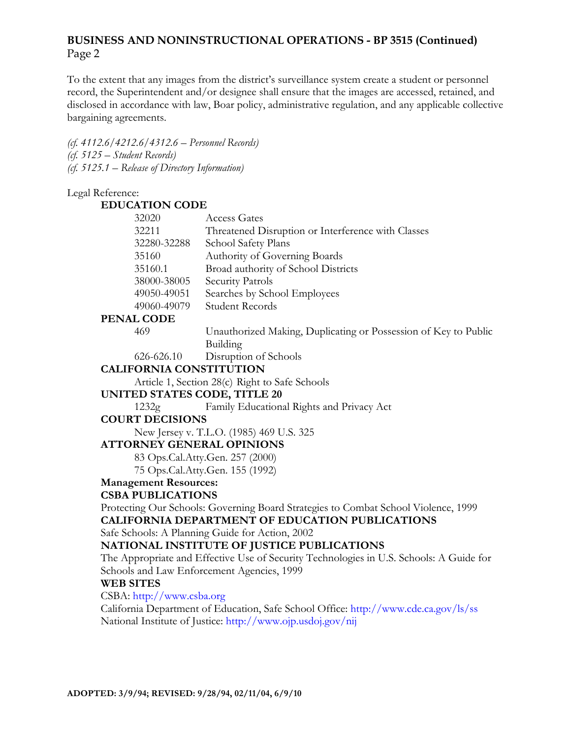To the extent that any images from the district's surveillance system create a student or personnel record, the Superintendent and/or designee shall ensure that the images are accessed, retained, and disclosed in accordance with law, Boar policy, administrative regulation, and any applicable collective bargaining agreements.

*(cf. 4112.6/4212.6/4312.6 – Personnel Records)*
*(cf. 5125 – Student Records)*
*(cf. 5125.1 – Release of Directory Information)*

Legal Reference:

**EDUCATION CODE**

| | |
|---|---|
| 32020 | Access Gates |
| 32211 | Threatened Disruption or Interference with Classes |
| 32280-32288 | School Safety Plans |
| 35160 | Authority of Governing Boards |
| 35160.1 | Broad authority of School Districts |
| 38000-38005 | Security Patrols |
| 49050-49051 | Searches by School Employees |
| 49060-49079 | Student Records |

**PENAL CODE**

| | |
|---|---|
| 469 | Unauthorized Making, Duplicating or Possession of Key to Public Building |
| 626-626.10 | Disruption of Schools |

**CALIFORNIA CONSTITUTION**

Article 1, Section 28(c) Right to Safe Schools

**UNITED STATES CODE, TITLE 20**

1232g Family Educational Rights and Privacy Act

**COURT DECISIONS**

New Jersey v. T.L.O. (1985) 469 U.S. 325

**ATTORNEY GENERAL OPINIONS**

83 Ops.Cal.Atty.Gen. 257 (2000)
75 Ops.Cal.Atty.Gen. 155 (1992)

**Management Resources:**

**CSBA PUBLICATIONS**

Protecting Our Schools: Governing Board Strategies to Combat School Violence, 1999

**CALIFORNIA DEPARTMENT OF EDUCATION PUBLICATIONS**

Safe Schools: A Planning Guide for Action, 2002

**NATIONAL INSTITUTE OF JUSTICE PUBLICATIONS**

The Appropriate and Effective Use of Security Technologies in U.S. Schools: A Guide for Schools and Law Enforcement Agencies, 1999

**WEB SITES**

CSBA: http://www.csba.org
California Department of Education, Safe School Office: http://www.cde.ca.gov/ls/ss
National Institute of Justice: http://www.ojp.usdoj.gov/nij

**ADOPTED: 3/9/94; REVISED: 9/28/94, 02/11/04, 6/9/10**